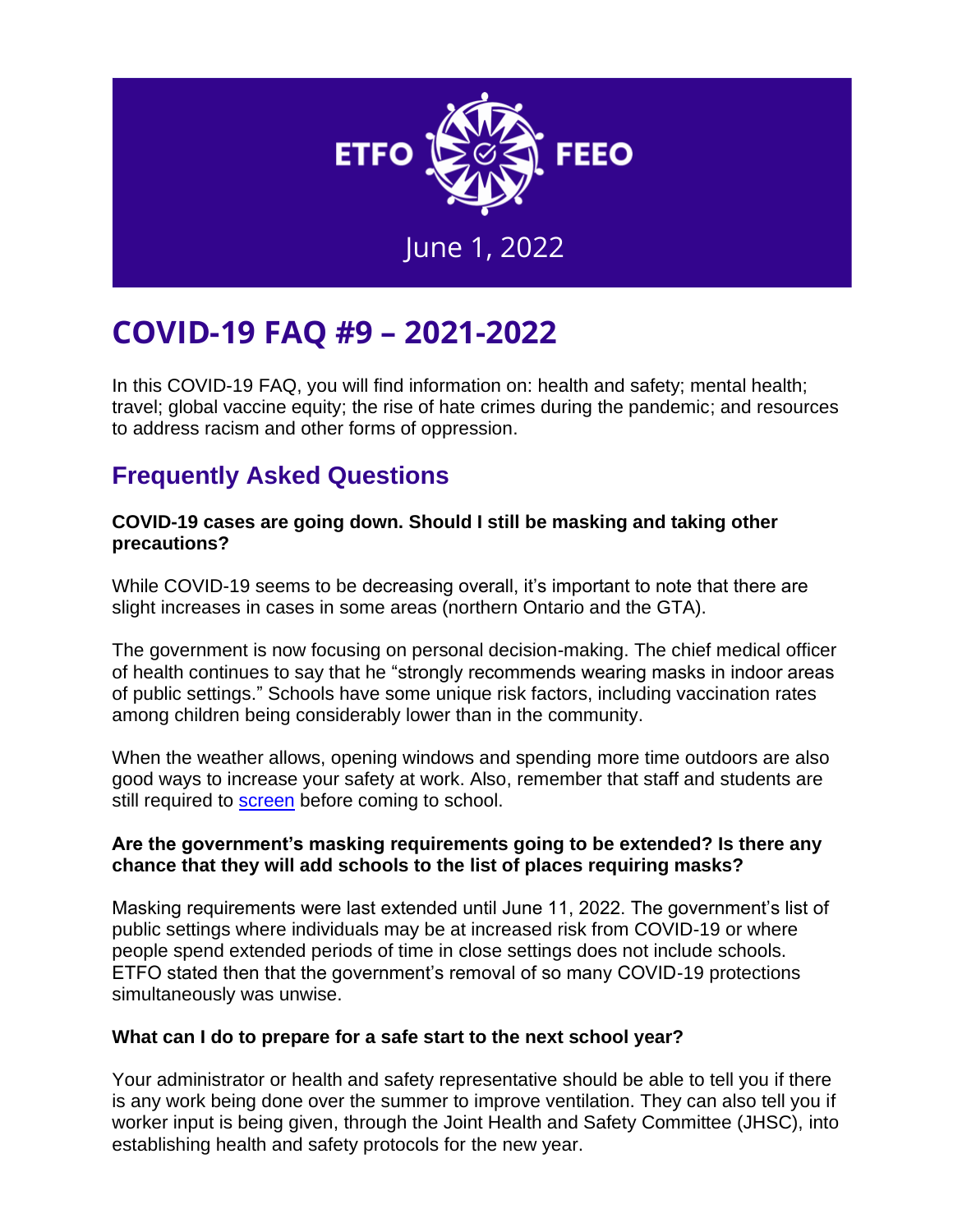ETFO FEEO

June 1, 2022

# COVID-19 FAQ #9 – 2021-2022

In this COVID-19 FAQ, you will find information on: health and safety; mental health; travel; global vaccine equity; the rise of hate crimes during the pandemic; and resources to address racism and other forms of oppression.

## Frequently Asked Questions

**COVID-19 cases are going down. Should I still be masking and taking other precautions?**

While COVID-19 seems to be decreasing overall, it's important to note that there are slight increases in cases in some areas (northern Ontario and the GTA).

The government is now focusing on personal decision-making. The chief medical officer of health continues to say that he "strongly recommends wearing masks in indoor areas of public settings." Schools have some unique risk factors, including vaccination rates among children being considerably lower than in the community.

When the weather allows, opening windows and spending more time outdoors are also good ways to increase your safety at work. Also, remember that staff and students are still required to screen before coming to school.

**Are the government's masking requirements going to be extended? Is there any chance that they will add schools to the list of places requiring masks?**

Masking requirements were last extended until June 11, 2022. The government's list of public settings where individuals may be at increased risk from COVID-19 or where people spend extended periods of time in close settings does not include schools. ETFO stated then that the government's removal of so many COVID-19 protections simultaneously was unwise.

**What can I do to prepare for a safe start to the next school year?**

Your administrator or health and safety representative should be able to tell you if there is any work being done over the summer to improve ventilation. They can also tell you if worker input is being given, through the Joint Health and Safety Committee (JHSC), into establishing health and safety protocols for the new year.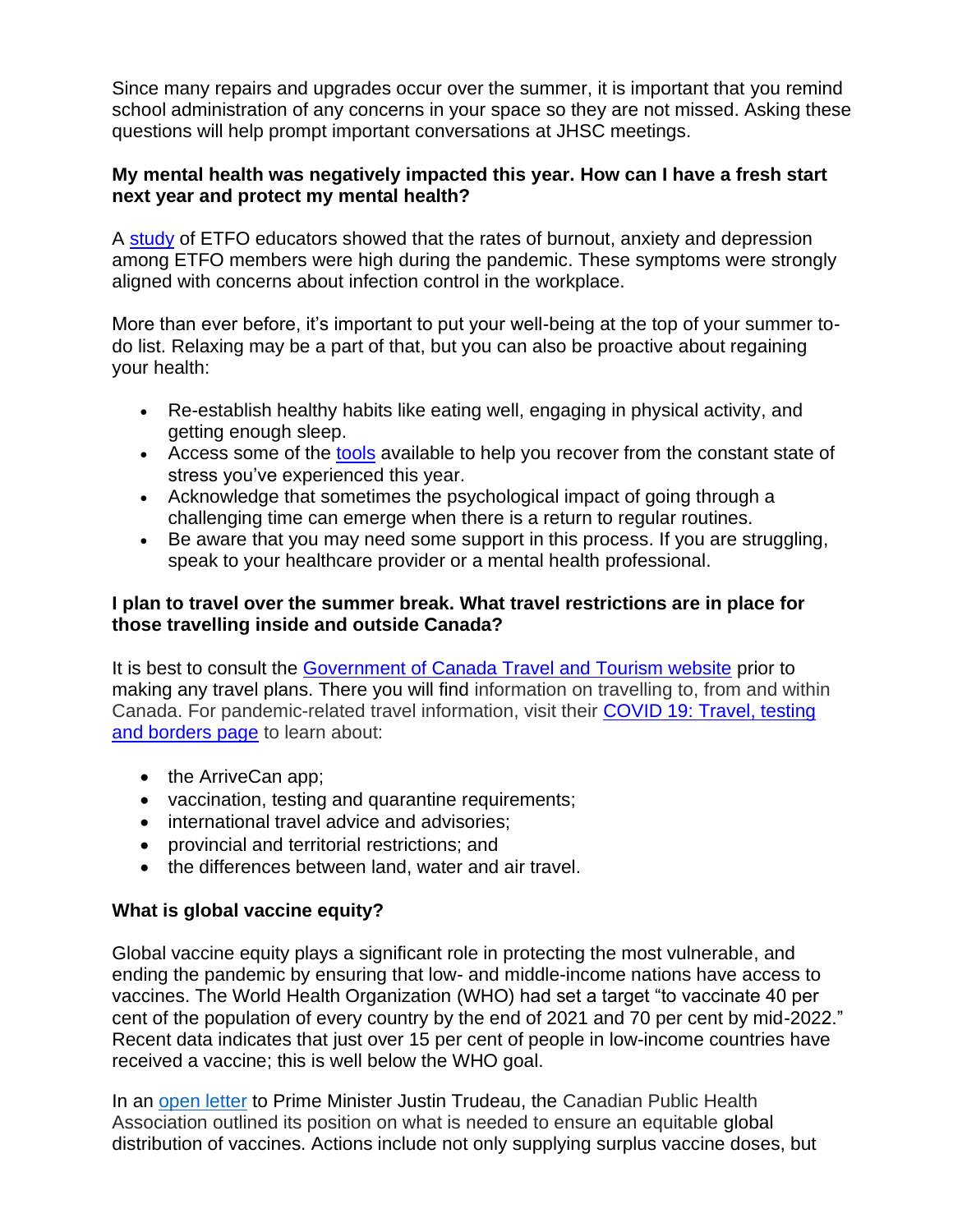Since many repairs and upgrades occur over the summer, it is important that you remind school administration of any concerns in your space so they are not missed. Asking these questions will help prompt important conversations at JHSC meetings.

**My mental health was negatively impacted this year. How can I have a fresh start next year and protect my mental health?**

A study of ETFO educators showed that the rates of burnout, anxiety and depression among ETFO members were high during the pandemic. These symptoms were strongly aligned with concerns about infection control in the workplace.

More than ever before, it's important to put your well-being at the top of your summer to-do list. Relaxing may be a part of that, but you can also be proactive about regaining your health:

- Re-establish healthy habits like eating well, engaging in physical activity, and getting enough sleep.
- Access some of the tools available to help you recover from the constant state of stress you've experienced this year.
- Acknowledge that sometimes the psychological impact of going through a challenging time can emerge when there is a return to regular routines.
- Be aware that you may need some support in this process. If you are struggling, speak to your healthcare provider or a mental health professional.

**I plan to travel over the summer break. What travel restrictions are in place for those travelling inside and outside Canada?**

It is best to consult the Government of Canada Travel and Tourism website prior to making any travel plans. There you will find information on travelling to, from and within Canada. For pandemic-related travel information, visit their COVID 19: Travel, testing and borders page to learn about:

- the ArriveCan app;
- vaccination, testing and quarantine requirements;
- international travel advice and advisories;
- provincial and territorial restrictions; and
- the differences between land, water and air travel.

**What is global vaccine equity?**

Global vaccine equity plays a significant role in protecting the most vulnerable, and ending the pandemic by ensuring that low- and middle-income nations have access to vaccines. The World Health Organization (WHO) had set a target "to vaccinate 40 per cent of the population of every country by the end of 2021 and 70 per cent by mid-2022." Recent data indicates that just over 15 per cent of people in low-income countries have received a vaccine; this is well below the WHO goal.

In an open letter to Prime Minister Justin Trudeau, the Canadian Public Health Association outlined its position on what is needed to ensure an equitable global distribution of vaccines. Actions include not only supplying surplus vaccine doses, but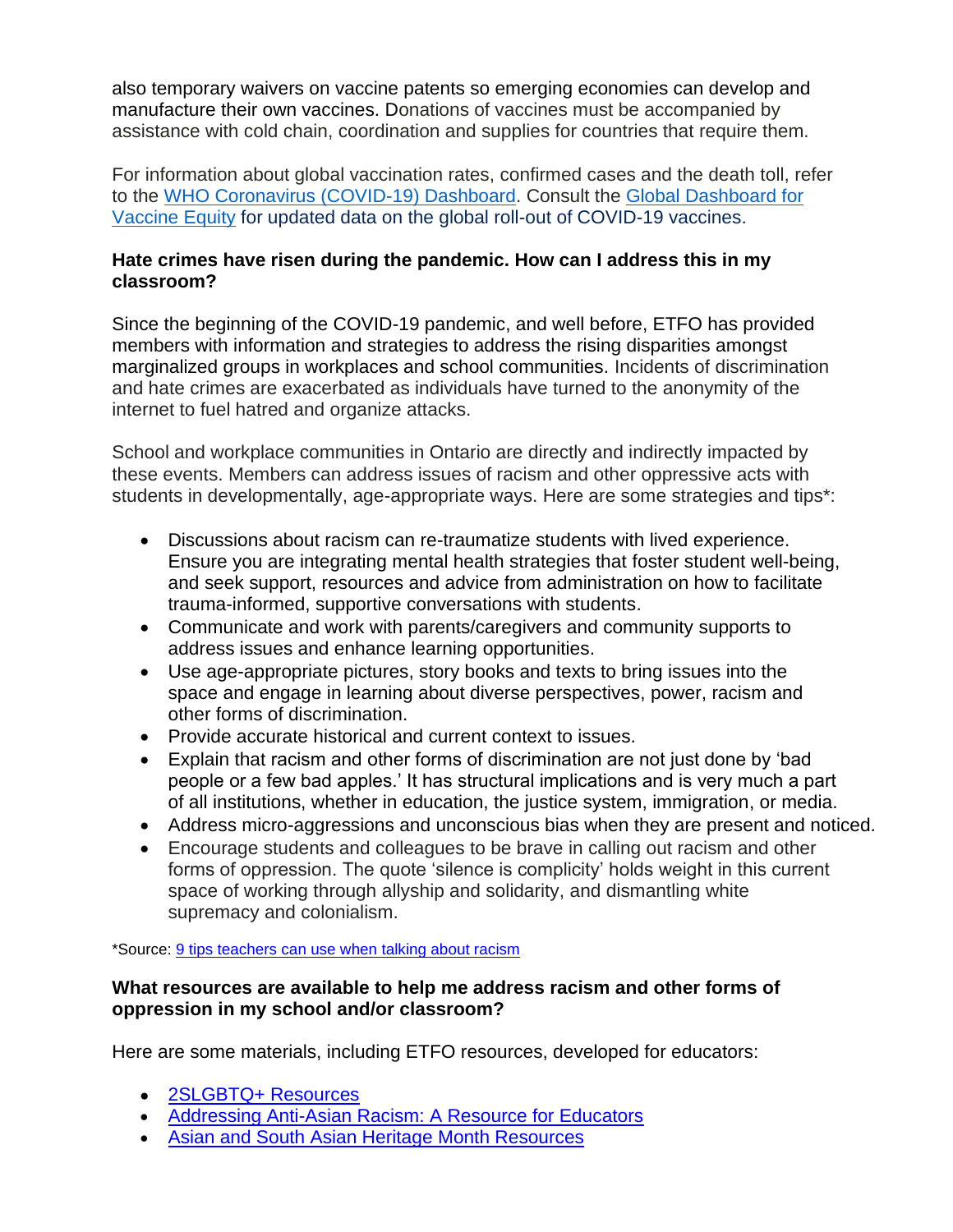also temporary waivers on vaccine patents so emerging economies can develop and manufacture their own vaccines. Donations of vaccines must be accompanied by assistance with cold chain, coordination and supplies for countries that require them.

For information about global vaccination rates, confirmed cases and the death toll, refer to the [WHO Coronavirus (COVID-19) Dashboard](). Consult the [Global Dashboard for Vaccine Equity]() for updated data on the global roll-out of COVID-19 vaccines.

**Hate crimes have risen during the pandemic. How can I address this in my classroom?**

Since the beginning of the COVID-19 pandemic, and well before, ETFO has provided members with information and strategies to address the rising disparities amongst marginalized groups in workplaces and school communities. Incidents of discrimination and hate crimes are exacerbated as individuals have turned to the anonymity of the internet to fuel hatred and organize attacks.

School and workplace communities in Ontario are directly and indirectly impacted by these events. Members can address issues of racism and other oppressive acts with students in developmentally, age-appropriate ways. Here are some strategies and tips*:

- Discussions about racism can re-traumatize students with lived experience. Ensure you are integrating mental health strategies that foster student well-being, and seek support, resources and advice from administration on how to facilitate trauma-informed, supportive conversations with students.
- Communicate and work with parents/caregivers and community supports to address issues and enhance learning opportunities.
- Use age-appropriate pictures, story books and texts to bring issues into the space and engage in learning about diverse perspectives, power, racism and other forms of discrimination.
- Provide accurate historical and current context to issues.
- Explain that racism and other forms of discrimination are not just done by 'bad people or a few bad apples.' It has structural implications and is very much a part of all institutions, whether in education, the justice system, immigration, or media.
- Address micro-aggressions and unconscious bias when they are present and noticed.
- Encourage students and colleagues to be brave in calling out racism and other forms of oppression. The quote 'silence is complicity' holds weight in this current space of working through allyship and solidarity, and dismantling white supremacy and colonialism.

*Source: [9 tips teachers can use when talking about racism]()

**What resources are available to help me address racism and other forms of oppression in my school and/or classroom?**

Here are some materials, including ETFO resources, developed for educators:

- [2SLGBTQ+ Resources]()
- [Addressing Anti-Asian Racism: A Resource for Educators]()
- [Asian and South Asian Heritage Month Resources]()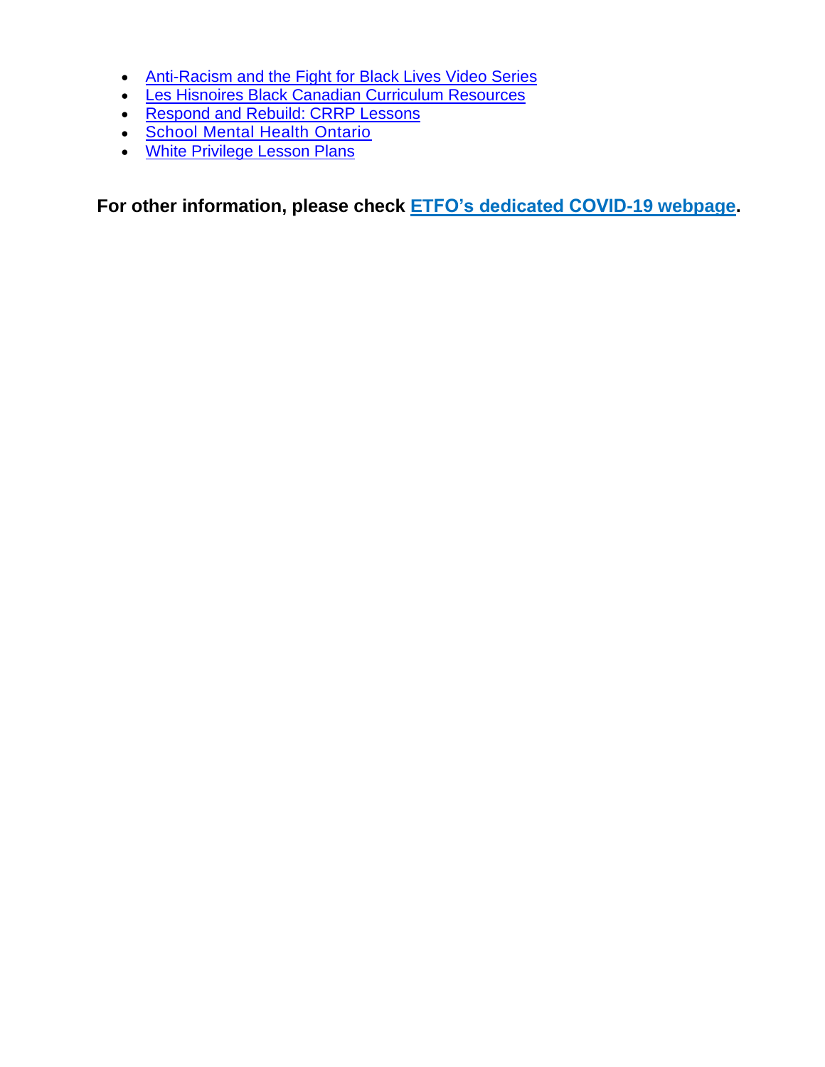- Anti-Racism and the Fight for Black Lives Video Series
- Les Hisnoires Black Canadian Curriculum Resources
- Respond and Rebuild: CRRP Lessons
- School Mental Health Ontario
- White Privilege Lesson Plans

**For other information, please check ETFO's dedicated COVID-19 webpage.**